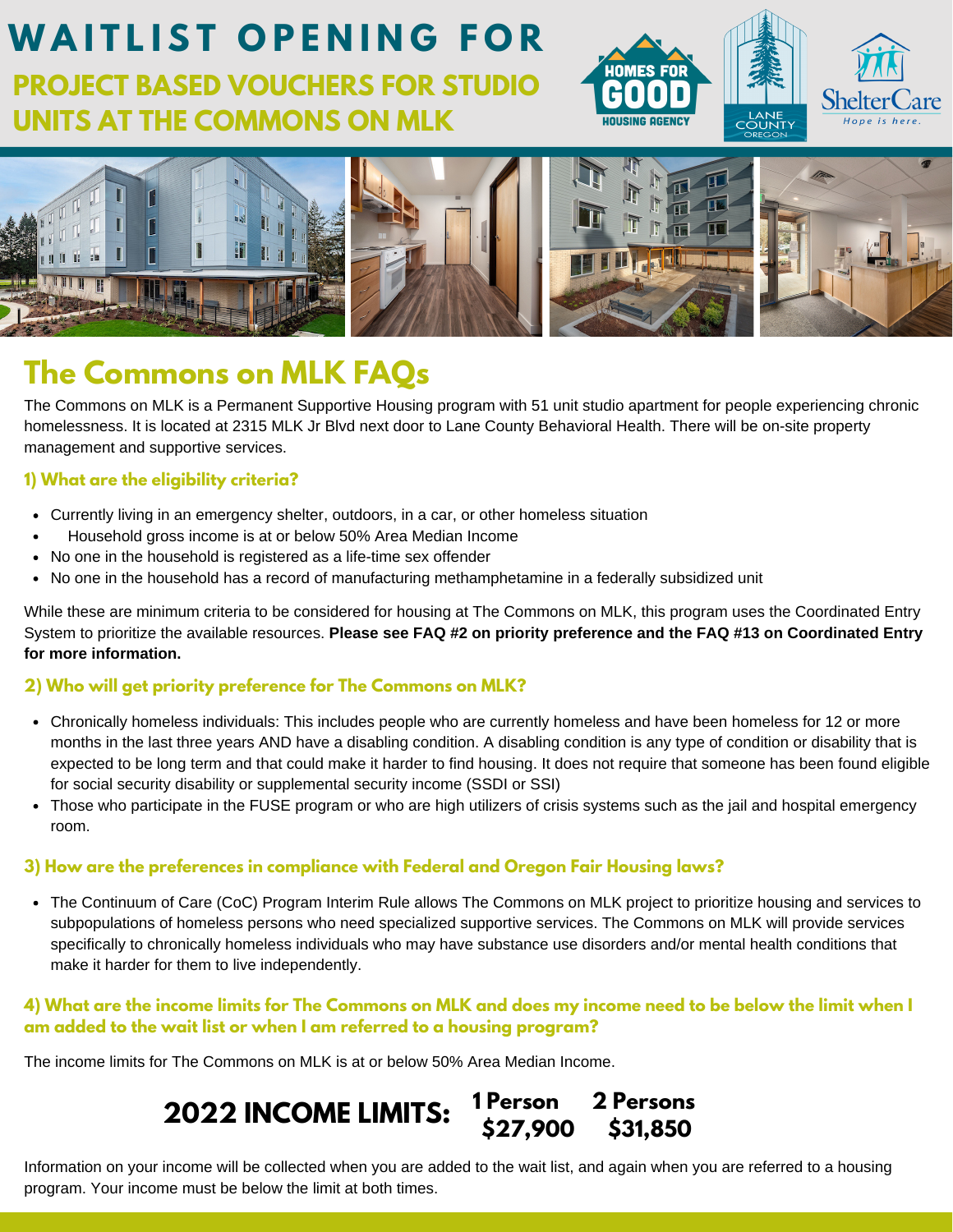# WAITLIST OPENING FOR

## PROJECT BASED VOUCHERS FOR STUDIO UNITS AT THE COMMONS ON MLK

## The Commons on MLK FAQs

The Commons on MLK is a Permanent Supportive Housing program with 51 unit studio apartment for people experiencing chronic homelessness. It is located at 2315 MLK Jr Blvd next door to Lane County Behavioral Health. There will be on-site property management and supportive services.

### 1) What are the eligibility criteria?

- Currently living in an emergency shelter, outdoors, in a car, or other homeless situation
- Household gross income is at or below 50% Area Median Income
- No one in the household is registered as a life-time sex offender
- No one in the household has a record of manufacturing methamphetamine in a federally subsidized unit

While these are minimum criteria to be considered for housing at The Commons on MLK, this program uses the Coordinated Entry System to prioritize the available resources. **Please see FAQ #2 on priority preference and the FAQ #13 on Coordinated Entry for more information.**

### 2) Who will get priority preference for The Commons on MLK?

- Chronically homeless individuals: This includes people who are currently homeless and have been homeless for 12 or more months in the last three years AND have a disabling condition. A disabling condition is any type of condition or disability that is expected to be long term and that could make it harder to find housing. It does not require that someone has been found eligible for social security disability or supplemental security income (SSDI or SSI)
- Those who participate in the FUSE program or who are high utilizers of crisis systems such as the jail and hospital emergency room.

### 3) How are the preferences in compliance with Federal and Oregon Fair Housing laws?

- The Continuum of Care (CoC) Program Interim Rule allows The Commons on MLK project to prioritize housing and services to subpopulations of homeless persons who need specialized supportive services. The Commons on MLK will provide services specifically to chronically homeless individuals who may have substance use disorders and/or mental health conditions that make it harder for them to live independently.

### 4) What are the income limits for The Commons on MLK and does my income need to be below the limit when I am added to the wait list or when I am referred to a housing program?

The income limits for The Commons on MLK is at or below 50% Area Median Income.

| 2022 INCOME LIMITS: | 1 Person | 2 Persons |
|---|---|---|
| | $27,900 | $31,850 |

Information on your income will be collected when you are added to the wait list, and again when you are referred to a housing program. Your income must be below the limit at both times.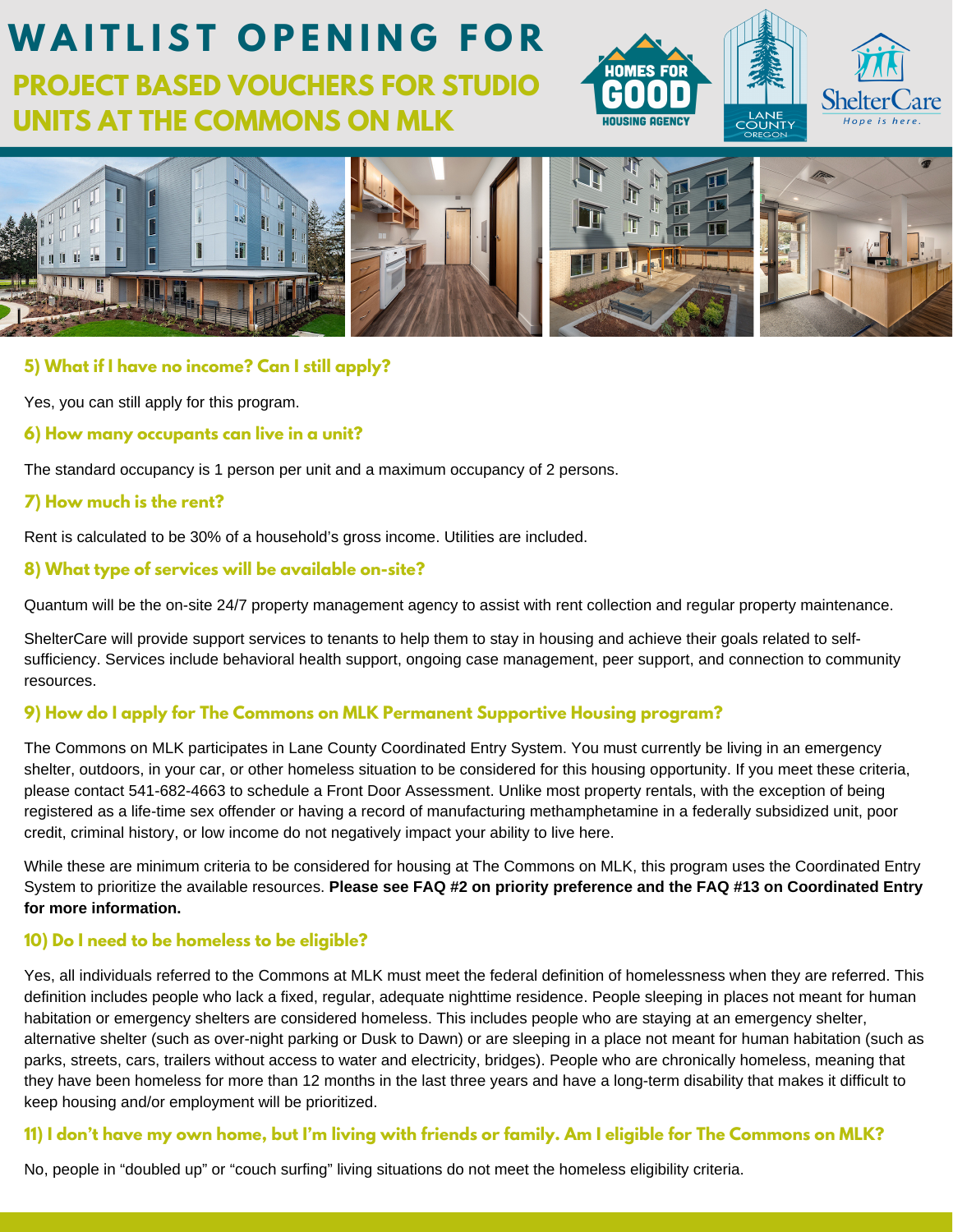# WAITLIST OPENING FOR

## PROJECT BASED VOUCHERS FOR STUDIO UNITS AT THE COMMONS ON MLK

### 5) What if I have no income? Can I still apply?

Yes, you can still apply for this program.

### 6) How many occupants can live in a unit?

The standard occupancy is 1 person per unit and a maximum occupancy of 2 persons.

### 7) How much is the rent?

Rent is calculated to be 30% of a household's gross income. Utilities are included.

### 8) What type of services will be available on-site?

Quantum will be the on-site 24/7 property management agency to assist with rent collection and regular property maintenance.

ShelterCare will provide support services to tenants to help them to stay in housing and achieve their goals related to self-sufficiency. Services include behavioral health support, ongoing case management, peer support, and connection to community resources.

### 9) How do I apply for The Commons on MLK Permanent Supportive Housing program?

The Commons on MLK participates in Lane County Coordinated Entry System. You must currently be living in an emergency shelter, outdoors, in your car, or other homeless situation to be considered for this housing opportunity. If you meet these criteria, please contact 541-682-4663 to schedule a Front Door Assessment. Unlike most property rentals, with the exception of being registered as a life-time sex offender or having a record of manufacturing methamphetamine in a federally subsidized unit, poor credit, criminal history, or low income do not negatively impact your ability to live here.

While these are minimum criteria to be considered for housing at The Commons on MLK, this program uses the Coordinated Entry System to prioritize the available resources. **Please see FAQ #2 on priority preference and the FAQ #13 on Coordinated Entry for more information.**

### 10) Do I need to be homeless to be eligible?

Yes, all individuals referred to the Commons at MLK must meet the federal definition of homelessness when they are referred. This definition includes people who lack a fixed, regular, adequate nighttime residence. People sleeping in places not meant for human habitation or emergency shelters are considered homeless. This includes people who are staying at an emergency shelter, alternative shelter (such as over-night parking or Dusk to Dawn) or are sleeping in a place not meant for human habitation (such as parks, streets, cars, trailers without access to water and electricity, bridges). People who are chronically homeless, meaning that they have been homeless for more than 12 months in the last three years and have a long-term disability that makes it difficult to keep housing and/or employment will be prioritized.

### 11) I don't have my own home, but I'm living with friends or family. Am I eligible for The Commons on MLK?

No, people in "doubled up" or "couch surfing" living situations do not meet the homeless eligibility criteria.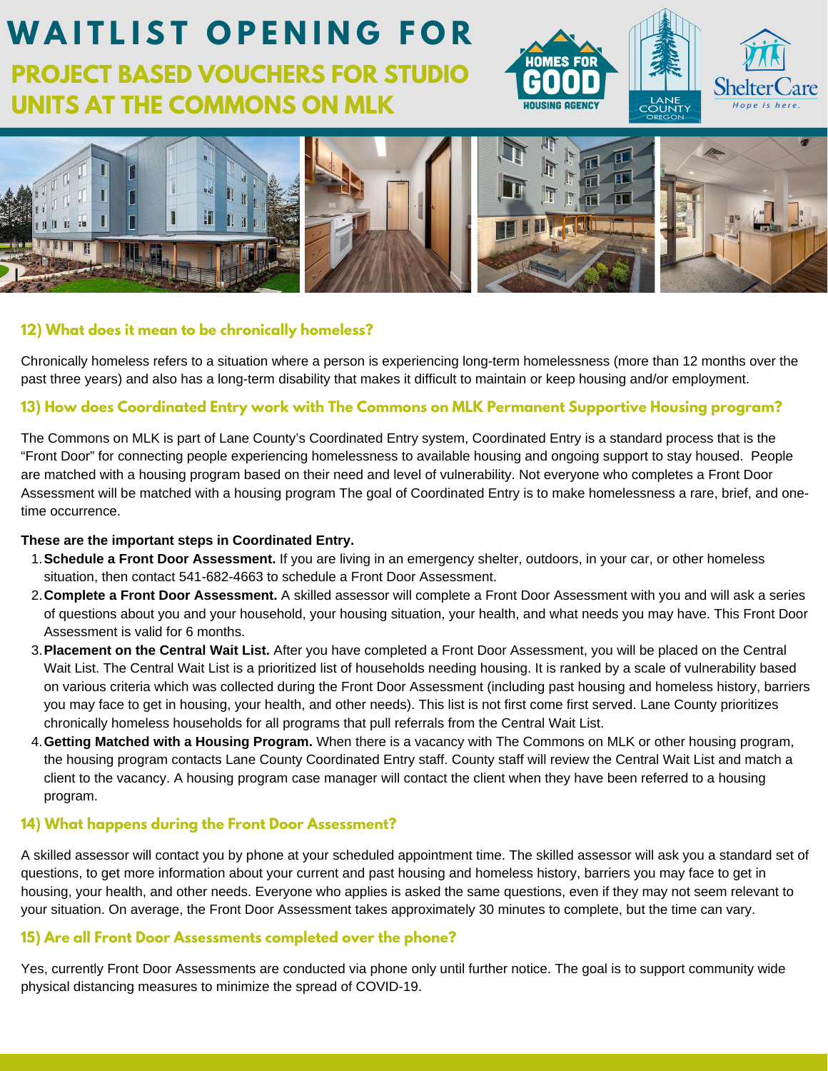# WAITLIST OPENING FOR

## PROJECT BASED VOUCHERS FOR STUDIO UNITS AT THE COMMONS ON MLK

### 12) What does it mean to be chronically homeless?

Chronically homeless refers to a situation where a person is experiencing long-term homelessness (more than 12 months over the past three years) and also has a long-term disability that makes it difficult to maintain or keep housing and/or employment.

### 13) How does Coordinated Entry work with The Commons on MLK Permanent Supportive Housing program?

The Commons on MLK is part of Lane County's Coordinated Entry system, Coordinated Entry is a standard process that is the "Front Door" for connecting people experiencing homelessness to available housing and ongoing support to stay housed. People are matched with a housing program based on their need and level of vulnerability. Not everyone who completes a Front Door Assessment will be matched with a housing program The goal of Coordinated Entry is to make homelessness a rare, brief, and one-time occurrence.

**These are the important steps in Coordinated Entry.**

1. **Schedule a Front Door Assessment.** If you are living in an emergency shelter, outdoors, in your car, or other homeless situation, then contact 541-682-4663 to schedule a Front Door Assessment.
2. **Complete a Front Door Assessment.** A skilled assessor will complete a Front Door Assessment with you and will ask a series of questions about you and your household, your housing situation, your health, and what needs you may have. This Front Door Assessment is valid for 6 months.
3. **Placement on the Central Wait List.** After you have completed a Front Door Assessment, you will be placed on the Central Wait List. The Central Wait List is a prioritized list of households needing housing. It is ranked by a scale of vulnerability based on various criteria which was collected during the Front Door Assessment (including past housing and homeless history, barriers you may face to get in housing, your health, and other needs). This list is not first come first served. Lane County prioritizes chronically homeless households for all programs that pull referrals from the Central Wait List.
4. **Getting Matched with a Housing Program.** When there is a vacancy with The Commons on MLK or other housing program, the housing program contacts Lane County Coordinated Entry staff. County staff will review the Central Wait List and match a client to the vacancy. A housing program case manager will contact the client when they have been referred to a housing program.

### 14) What happens during the Front Door Assessment?

A skilled assessor will contact you by phone at your scheduled appointment time. The skilled assessor will ask you a standard set of questions, to get more information about your current and past housing and homeless history, barriers you may face to get in housing, your health, and other needs. Everyone who applies is asked the same questions, even if they may not seem relevant to your situation. On average, the Front Door Assessment takes approximately 30 minutes to complete, but the time can vary.

### 15) Are all Front Door Assessments completed over the phone?

Yes, currently Front Door Assessments are conducted via phone only until further notice. The goal is to support community wide physical distancing measures to minimize the spread of COVID-19.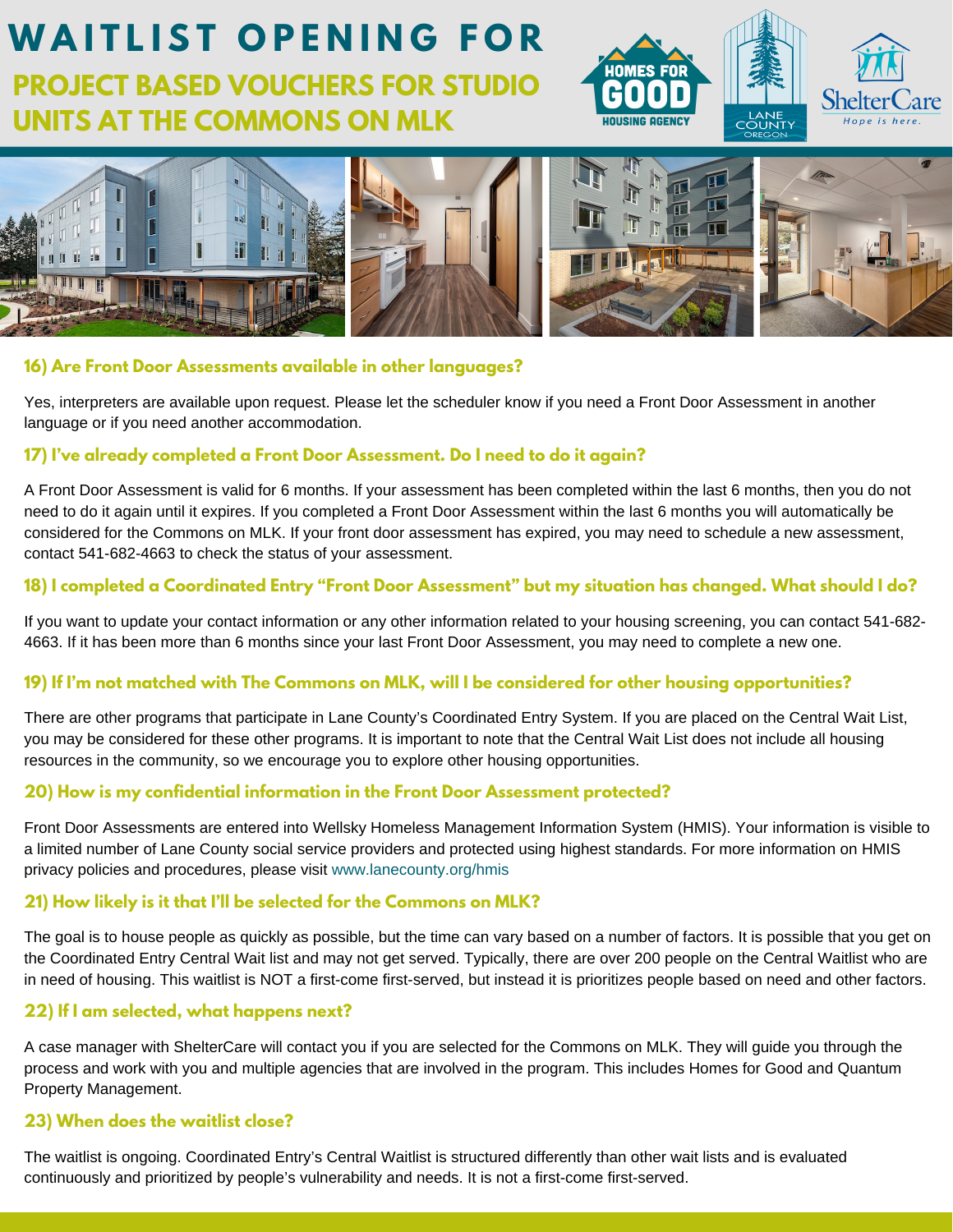# WAITLIST OPENING FOR

## PROJECT BASED VOUCHERS FOR STUDIO UNITS AT THE COMMONS ON MLK

### 16) Are Front Door Assessments available in other languages?

Yes, interpreters are available upon request. Please let the scheduler know if you need a Front Door Assessment in another language or if you need another accommodation.

### 17) I've already completed a Front Door Assessment. Do I need to do it again?

A Front Door Assessment is valid for 6 months. If your assessment has been completed within the last 6 months, then you do not need to do it again until it expires. If you completed a Front Door Assessment within the last 6 months you will automatically be considered for the Commons on MLK. If your front door assessment has expired, you may need to schedule a new assessment, contact 541-682-4663 to check the status of your assessment.

### 18) I completed a Coordinated Entry "Front Door Assessment" but my situation has changed. What should I do?

If you want to update your contact information or any other information related to your housing screening, you can contact 541-682-4663. If it has been more than 6 months since your last Front Door Assessment, you may need to complete a new one.

### 19) If I'm not matched with The Commons on MLK, will I be considered for other housing opportunities?

There are other programs that participate in Lane County's Coordinated Entry System. If you are placed on the Central Wait List, you may be considered for these other programs. It is important to note that the Central Wait List does not include all housing resources in the community, so we encourage you to explore other housing opportunities.

### 20) How is my confidential information in the Front Door Assessment protected?

Front Door Assessments are entered into Wellsky Homeless Management Information System (HMIS). Your information is visible to a limited number of Lane County social service providers and protected using highest standards. For more information on HMIS privacy policies and procedures, please visit www.lanecounty.org/hmis

### 21) How likely is it that I'll be selected for the Commons on MLK?

The goal is to house people as quickly as possible, but the time can vary based on a number of factors. It is possible that you get on the Coordinated Entry Central Wait list and may not get served. Typically, there are over 200 people on the Central Waitlist who are in need of housing. This waitlist is NOT a first-come first-served, but instead it is prioritizes people based on need and other factors.

### 22) If I am selected, what happens next?

A case manager with ShelterCare will contact you if you are selected for the Commons on MLK. They will guide you through the process and work with you and multiple agencies that are involved in the program. This includes Homes for Good and Quantum Property Management.

### 23) When does the waitlist close?

The waitlist is ongoing. Coordinated Entry's Central Waitlist is structured differently than other wait lists and is evaluated continuously and prioritized by people's vulnerability and needs. It is not a first-come first-served.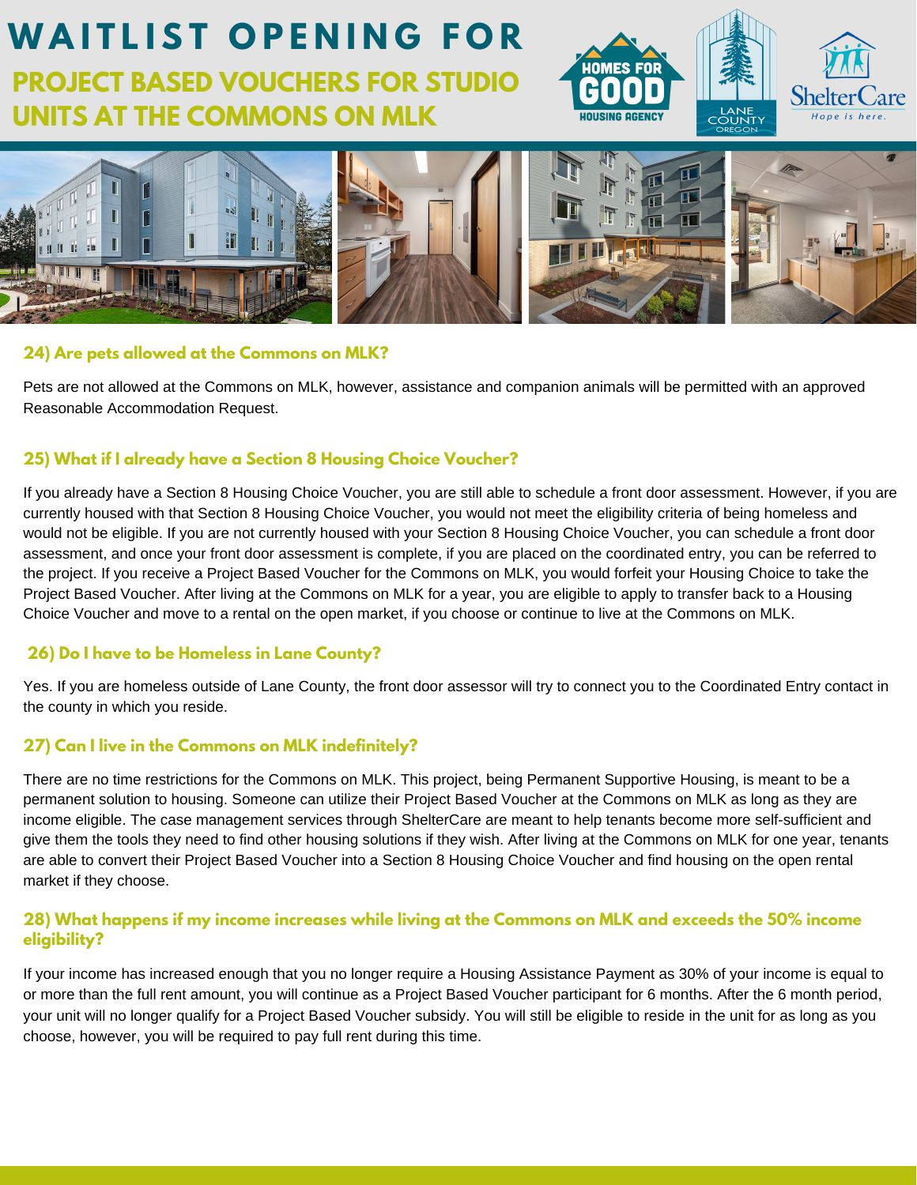# WAITLIST OPENING FOR

## PROJECT BASED VOUCHERS FOR STUDIO UNITS AT THE COMMONS ON MLK

### 24) Are pets allowed at the Commons on MLK?

Pets are not allowed at the Commons on MLK, however, assistance and companion animals will be permitted with an approved Reasonable Accommodation Request.

### 25) What if I already have a Section 8 Housing Choice Voucher?

If you already have a Section 8 Housing Choice Voucher, you are still able to schedule a front door assessment. However, if you are currently housed with that Section 8 Housing Choice Voucher, you would not meet the eligibility criteria of being homeless and would not be eligible. If you are not currently housed with your Section 8 Housing Choice Voucher, you can schedule a front door assessment, and once your front door assessment is complete, if you are placed on the coordinated entry, you can be referred to the project. If you receive a Project Based Voucher for the Commons on MLK, you would forfeit your Housing Choice to take the Project Based Voucher. After living at the Commons on MLK for a year, you are eligible to apply to transfer back to a Housing Choice Voucher and move to a rental on the open market, if you choose or continue to live at the Commons on MLK.

### 26) Do I have to be Homeless in Lane County?

Yes. If you are homeless outside of Lane County, the front door assessor will try to connect you to the Coordinated Entry contact in the county in which you reside.

### 27) Can I live in the Commons on MLK indefinitely?

There are no time restrictions for the Commons on MLK. This project, being Permanent Supportive Housing, is meant to be a permanent solution to housing. Someone can utilize their Project Based Voucher at the Commons on MLK as long as they are income eligible. The case management services through ShelterCare are meant to help tenants become more self-sufficient and give them the tools they need to find other housing solutions if they wish. After living at the Commons on MLK for one year, tenants are able to convert their Project Based Voucher into a Section 8 Housing Choice Voucher and find housing on the open rental market if they choose.

### 28) What happens if my income increases while living at the Commons on MLK and exceeds the 50% income eligibility?

If your income has increased enough that you no longer require a Housing Assistance Payment as 30% of your income is equal to or more than the full rent amount, you will continue as a Project Based Voucher participant for 6 months. After the 6 month period, your unit will no longer qualify for a Project Based Voucher subsidy. You will still be eligible to reside in the unit for as long as you choose, however, you will be required to pay full rent during this time.